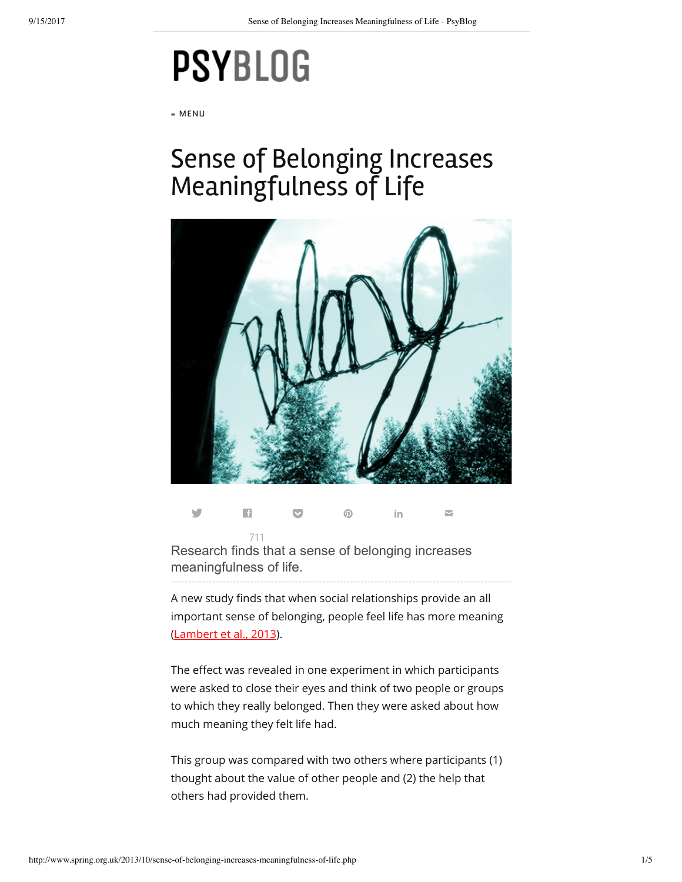PSYBLOG

≡ MENU

# Sense of Belonging Increases Meaningfulness of Life

711

Research finds that a sense of belonging increases meaningfulness of life.

A new study finds that when social relationships provide an all important sense of belonging, people feel life has more meaning (Lambert et al., 2013).

The effect was revealed in one experiment in which participants were asked to close their eyes and think of two people or groups to which they really belonged. Then they were asked about how much meaning they felt life had.

This group was compared with two others where participants (1) thought about the value of other people and (2) the help that others had provided them.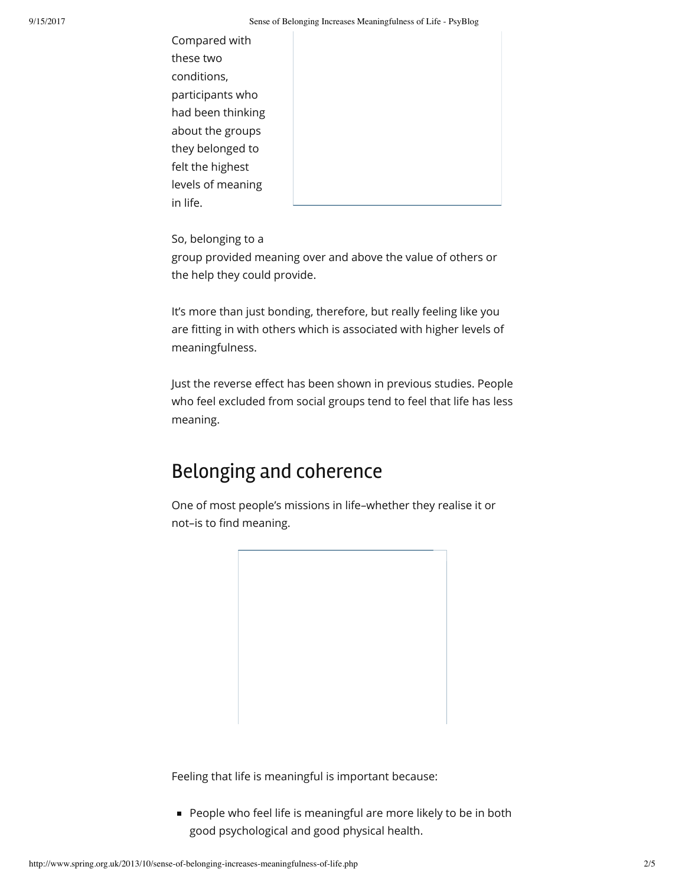Compared with these two conditions, participants who had been thinking about the groups they belonged to felt the highest levels of meaning in life.

So, belonging to a group provided meaning over and above the value of others or the help they could provide.

It's more than just bonding, therefore, but really feeling like you are fitting in with others which is associated with higher levels of meaningfulness.

Just the reverse effect has been shown in previous studies. People who feel excluded from social groups tend to feel that life has less meaning.

## Belonging and coherence

One of most people's missions in life–whether they realise it or not–is to find meaning.

Feeling that life is meaningful is important because:

- People who feel life is meaningful are more likely to be in both good psychological and good physical health.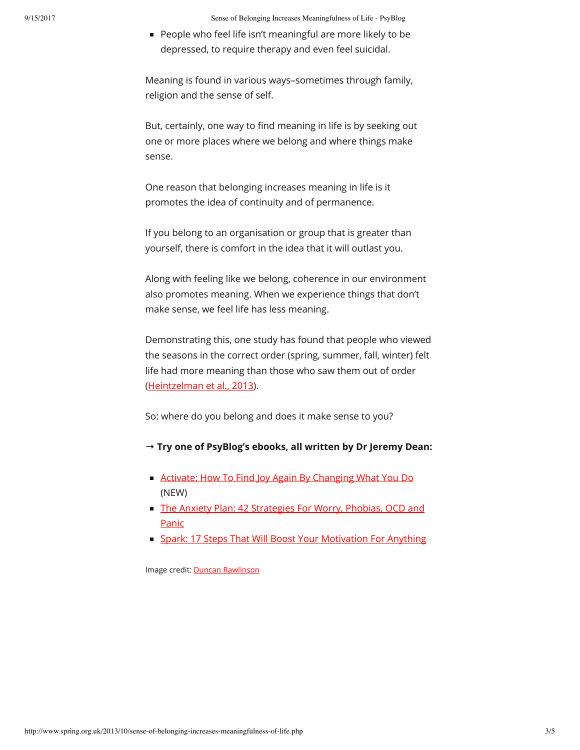- People who feel life isn't meaningful are more likely to be depressed, to require therapy and even feel suicidal.

Meaning is found in various ways–sometimes through family, religion and the sense of self.

But, certainly, one way to find meaning in life is by seeking out one or more places where we belong and where things make sense.

One reason that belonging increases meaning in life is it promotes the idea of continuity and of permanence.

If you belong to an organisation or group that is greater than yourself, there is comfort in the idea that it will outlast you.

Along with feeling like we belong, coherence in our environment also promotes meaning. When we experience things that don't make sense, we feel life has less meaning.

Demonstrating this, one study has found that people who viewed the seasons in the correct order (spring, summer, fall, winter) felt life had more meaning than those who saw them out of order (Heintzelman et al., 2013).

So: where do you belong and does it make sense to you?

**→ Try one of PsyBlog's ebooks, all written by Dr Jeremy Dean:**

- Activate: How To Find Joy Again By Changing What You Do (NEW)
- The Anxiety Plan: 42 Strategies For Worry, Phobias, OCD and Panic
- Spark: 17 Steps That Will Boost Your Motivation For Anything

Image credit: Duncan Rawlinson